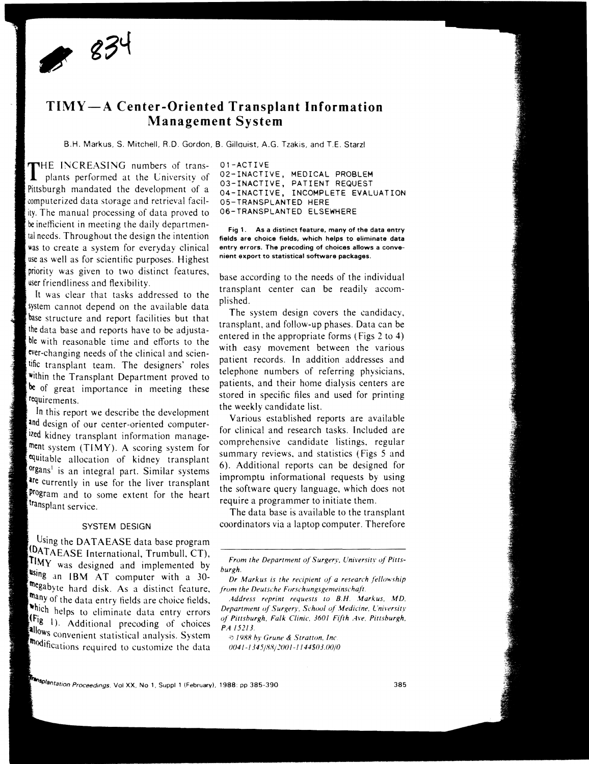# TIMY—A Center-Oriented Transplant Information Management System

B.H. Markus, S. Mitchell, R.D. Gordon, B. Gillquist, A.G. Tzakis, and T.E. Starzl

THE INCREASING numbers of transplants performed at the University of Pittsburgh mandated the development of a computerized data storage and retrieval facility. The manual processing of data proved to be inefficient in meeting the daily departmental needs. Throughout the design the intention was to create a system for everyday clinical use as well as for scientific purposes. Highest priority was given to two distinct features, user friendliness and flexibility.

It was clear that tasks addressed to the system cannot depend on the available data base structure and report facilities but that the data base and reports have to be adjustable with reasonable time and efforts to the ever-changing needs of the clinical and scientific transplant team. The designers' roles within the Transplant Department proved to be of great importance in meeting these requirements.

In this report we describe the development and design of our center-oriented computerized kidney transplant information management system (TIMY). A scoring system for equitable allocation of kidney transplant organs[1] is an integral part. Similar systems are currently in use for the liver transplant program and to some extent for the heart transplant service.

## SYSTEM DESIGN

Using the DATAEASE data base program (DATAEASE International, Trumbull, CT), TIMY was designed and implemented by using an IBM AT computer with a 30-megabyte hard disk. As a distinct feature, many of the data entry fields are choice fields, which helps to eliminate data entry errors (Fig 1). Additional precoding of choices allows convenient statistical analysis. System modifications required to customize the data base according to the needs of the individual transplant center can be readily accomplished.

```
01-ACTIVE
02-INACTIVE, MEDICAL PROBLEM
03-INACTIVE, PATIENT REQUEST
04-INACTIVE, INCOMPLETE EVALUATION
05-TRANSPLANTED HERE
06-TRANSPLANTED ELSEWHERE
```

**Fig 1. As a distinct feature, many of the data entry fields are choice fields, which helps to eliminate data entry errors. The precoding of choices allows a convenient export to statistical software packages.**

The system design covers the candidacy, transplant, and follow-up phases. Data can be entered in the appropriate forms (Figs 2 to 4) with easy movement between the various patient records. In addition addresses and telephone numbers of referring physicians, patients, and their home dialysis centers are stored in specific files and used for printing the weekly candidate list.

Various established reports are available for clinical and research tasks. Included are comprehensive candidate listings, regular summary reviews, and statistics (Figs 5 and 6). Additional reports can be designed for impromptu informational requests by using the software query language, which does not require a programmer to initiate them.

The data base is available to the transplant coordinators via a laptop computer. Therefore

---

*From the Department of Surgery, University of Pittsburgh.*

*Dr Markus is the recipient of a research fellowship from the Deutsche Forschungsgemeinschaft.*

*Address reprint requests to B.H. Markus, MD, Department of Surgery, School of Medicine, University of Pittsburgh, Falk Clinic, 3601 Fifth Ave, Pittsburgh, PA 15213.*

*© 1988 by Grune & Stratton, Inc.*
*0041-1345/88/2001-1144$03.00/0*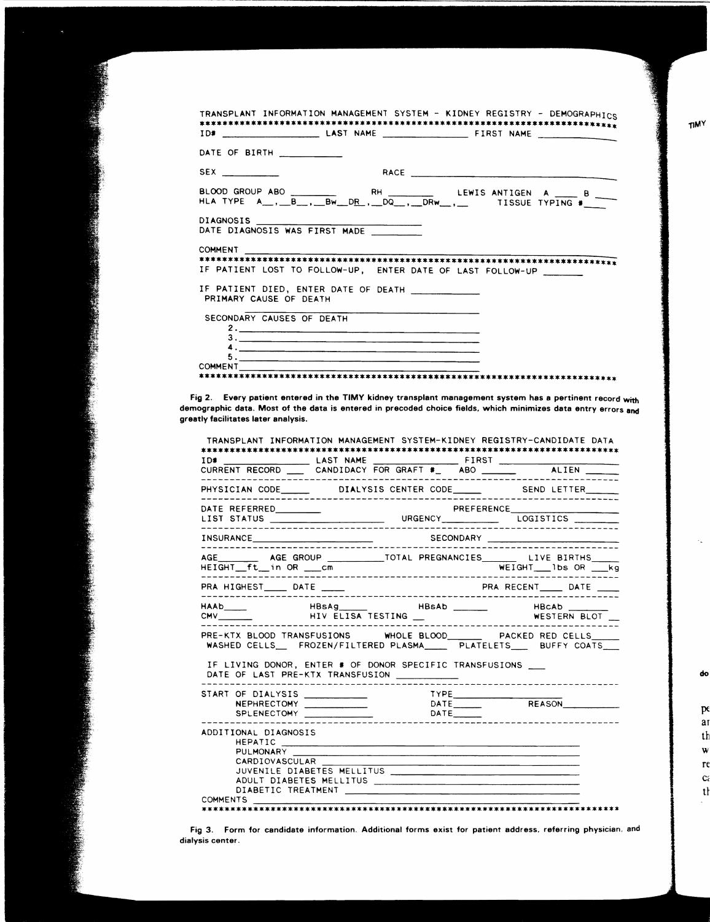```
TRANSPLANT INFORMATION MANAGEMENT SYSTEM - KIDNEY REGISTRY - DEMOGRAPHICS
*************************************************************************
ID# ________________ LAST NAME ______________ FIRST NAME ____________

DATE OF BIRTH __________

SEX _________                 RACE ______________________________

BLOOD GROUP ABO _______     RH _______    LEWIS ANTIGEN  A ____ B ____
HLA TYPE  A__,__B__,__Bw__DR__,__DQ__,__DRw__,__    TISSUE TYPING #___

DIAGNOSIS ___________________________
DATE DIAGNOSIS WAS FIRST MADE _________

COMMENT __________________________________________________________
*************************************************************************
IF PATIENT LOST TO FOLLOW-UP,  ENTER DATE OF LAST FOLLOW-UP _______

IF PATIENT DIED, ENTER DATE OF DEATH ____________
 PRIMARY CAUSE OF DEATH
 ____________________________________________
 SECONDARY CAUSES OF DEATH
     2.______________________________________
     3.______________________________________
     4.______________________________________
     5.______________________________________
 COMMENT_____________________________________
*************************************************************************
```

**Fig 2.** Every patient entered in the TIMY kidney transplant management system has a pertinent record with demographic data. Most of the data is entered in precoded choice fields, which minimizes data entry errors and greatly facilitates later analysis.

```
TRANSPLANT INFORMATION MANAGEMENT SYSTEM-KIDNEY REGISTRY-CANDIDATE DATA
*************************************************************************
ID# ______________ LAST NAME ______________ FIRST __________________
CURRENT RECORD ___  CANDIDACY FOR GRAFT #_  ABO ______     ALIEN ______
-------------------------------------------------------------------------
PHYSICIAN CODE_____    DIALYSIS CENTER CODE_____       SEND LETTER______
-------------------------------------------------------------------------
DATE REFERRED________                    PREFERENCE__________________
LIST STATUS ____________________    URGENCY__________   LOGISTICS _______
-------------------------------------------------------------------------
INSURANCE_____________________          SECONDARY ______________________
-------------------------------------------------------------------------
AGE_______  AGE GROUP __________TOTAL PREGNANCIES______  LIVE BIRTHS_____
HEIGHT__ft__in OR ___cm                           WEIGHT___lbs OR ___kg
-------------------------------------------------------------------------
PRA HIGHEST____ DATE ____                       PRA RECENT____  DATE ____
-------------------------------------------------------------------------
HAAb____          HBsAg_____           HBsAb ______           HBcAb _______
CMV______         HIV ELISA TESTING __                        WESTERN BLOT __
-------------------------------------------------------------------------
PRE-KTX BLOOD TRANSFUSIONS      WHOLE BLOOD______   PACKED RED CELLS_____
 WASHED CELLS__  FROZEN/FILTERED PLASMA____  PLATELETS___  BUFFY COATS___

 IF LIVING DONOR, ENTER # OF DONOR SPECIFIC TRANSFUSIONS ___
 DATE OF LAST PRE-KTX TRANSFUSION __________
-------------------------------------------------------------------------
START OF DIALYSIS __________          TYPE___________________
       NEPHRECTOMY __________          DATE_____        REASON__________
       SPLENECTOMY ___________         DATE_____
-------------------------------------------------------------------------
ADDITIONAL DIAGNOSIS
     HEPATIC _________________________________________________________
     PULMONARY _______________________________________________________
     CARDIOVASCULAR __________________________________________________
     JUVENILE DIABETES MELLITUS ______________________________________
     ADULT DIABETES MELLITUS _________________________________________
     DIABETIC TREATMENT ______________________________________________
COMMENTS _____________________________________________________________
*************************************************************************
```

**Fig 3.** Form for candidate information. Additional forms exist for patient address, referring physician, and dialysis center.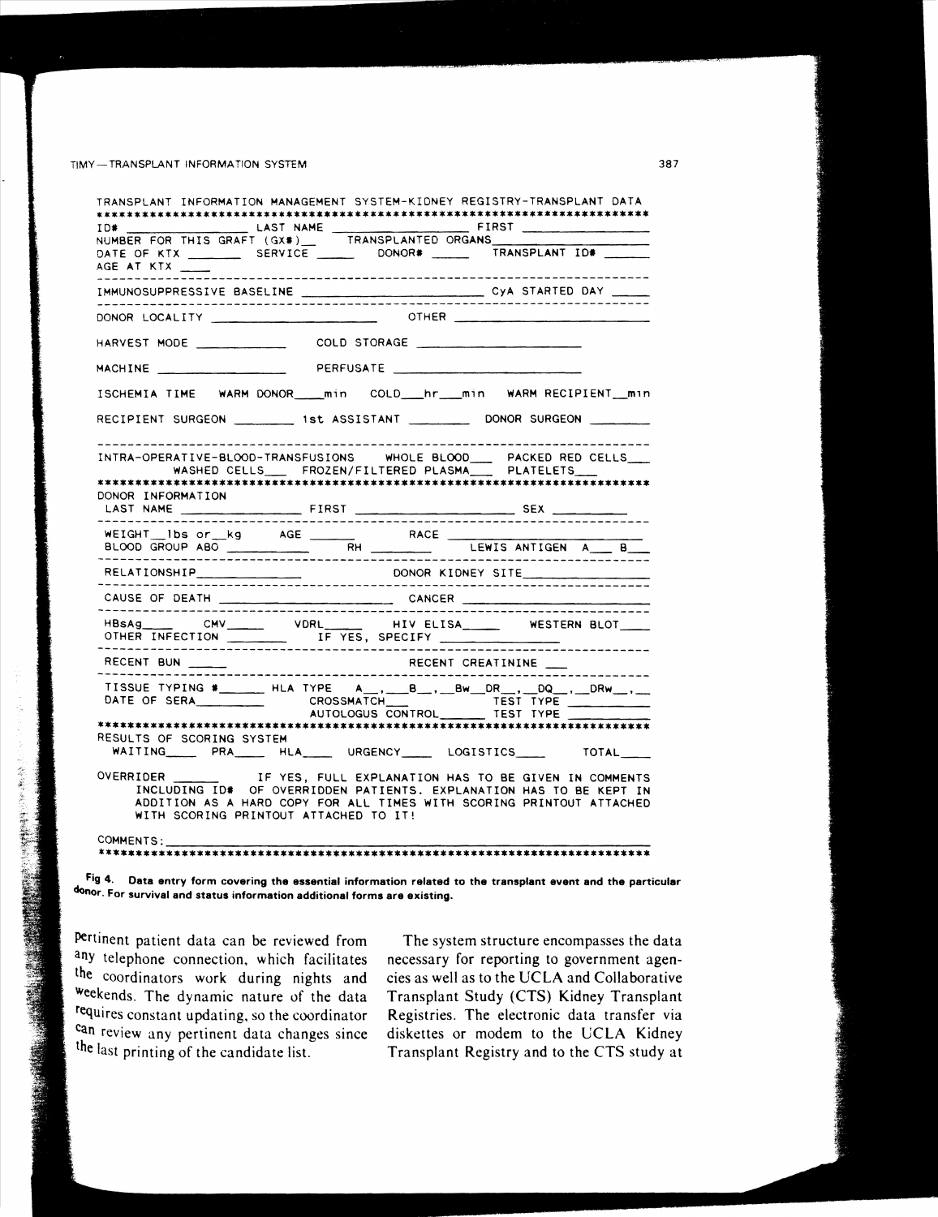```
TRANSPLANT INFORMATION MANAGEMENT SYSTEM-KIDNEY REGISTRY-TRANSPLANT DATA
************************************************************************
ID# ______________ LAST NAME ______________________ FIRST _______________
NUMBER FOR THIS GRAFT (GX#)__   TRANSPLANTED ORGANS____________________
DATE OF KTX _______  SERVICE _____   DONOR# _____   TRANSPLANT ID# ______
AGE AT KTX ____
------------------------------------------------------------------------
IMMUNOSUPPRESSIVE BASELINE _______________________ CyA STARTED DAY _____
------------------------------------------------------------------------
DONOR LOCALITY ______________________   OTHER _________________________

HARVEST MODE ___________    COLD STORAGE ______________________

MACHINE _________________    PERFUSATE _________________________

ISCHEMIA TIME  WARM DONOR____min  COLD___hr___min  WARM RECIPIENT__min

RECIPIENT SURGEON ________  1st ASSISTANT ________  DONOR SURGEON ________

------------------------------------------------------------------------
INTRA-OPERATIVE-BLOOD-TRANSFUSIONS   WHOLE BLOOD___  PACKED RED CELLS___
          WASHED CELLS___  FROZEN/FILTERED PLASMA___  PLATELETS___
************************************************************************
DONOR INFORMATION
LAST NAME _______________ FIRST ____________________ SEX __________
------------------------------------------------------------------------
WEIGHT__lbs or__kg    AGE ______         RACE ______________________
BLOOD GROUP ABO __________   RH _______     LEWIS ANTIGEN  A___  B___
------------------------------------------------------------------------
RELATIONSHIP_____________              DONOR KIDNEY SITE_______________
------------------------------------------------------------------------
CAUSE OF DEATH ______________________  CANCER _________________________
------------------------------------------------------------------------
HBsAg____  CMV_____   VDRL_____   HIV ELISA_____   WESTERN BLOT____
OTHER INFECTION ________   IF YES, SPECIFY _______________
------------------------------------------------------------------------
RECENT BUN _____                         RECENT CREATININE ___
------------------------------------------------------------------------
TISSUE TYPING #______ HLA TYPE  A__,___B__,__Bw__DR__,__DQ__,__DRw__,__
DATE OF SERA_________     CROSSMATCH___           TEST TYPE __________
                          AUTOLOGUS CONTROL______  TEST TYPE __________
************************************************************************
RESULTS OF SCORING SYSTEM
 WAITING____  PRA____  HLA____  URGENCY____  LOGISTICS____     TOTAL____

OVERRIDER ______     IF YES, FULL EXPLANATION HAS TO BE GIVEN IN COMMENTS
     INCLUDING ID#  OF OVERRIDDEN PATIENTS. EXPLANATION HAS TO BE KEPT IN
     ADDITION AS A HARD COPY FOR ALL TIMES WITH SCORING PRINTOUT ATTACHED
     WITH SCORING PRINTOUT ATTACHED TO IT!

COMMENTS:_______________________________________________________________
************************************************************************
```

**Fig 4. Data entry form covering the essential information related to the transplant event and the particular donor. For survival and status information additional forms are existing.**

pertinent patient data can be reviewed from any telephone connection, which facilitates the coordinators work during nights and weekends. The dynamic nature of the data requires constant updating, so the coordinator can review any pertinent data changes since the last printing of the candidate list.

The system structure encompasses the data necessary for reporting to government agencies as well as to the UCLA and Collaborative Transplant Study (CTS) Kidney Transplant Registries. The electronic data transfer via diskettes or modem to the UCLA Kidney Transplant Registry and to the CTS study at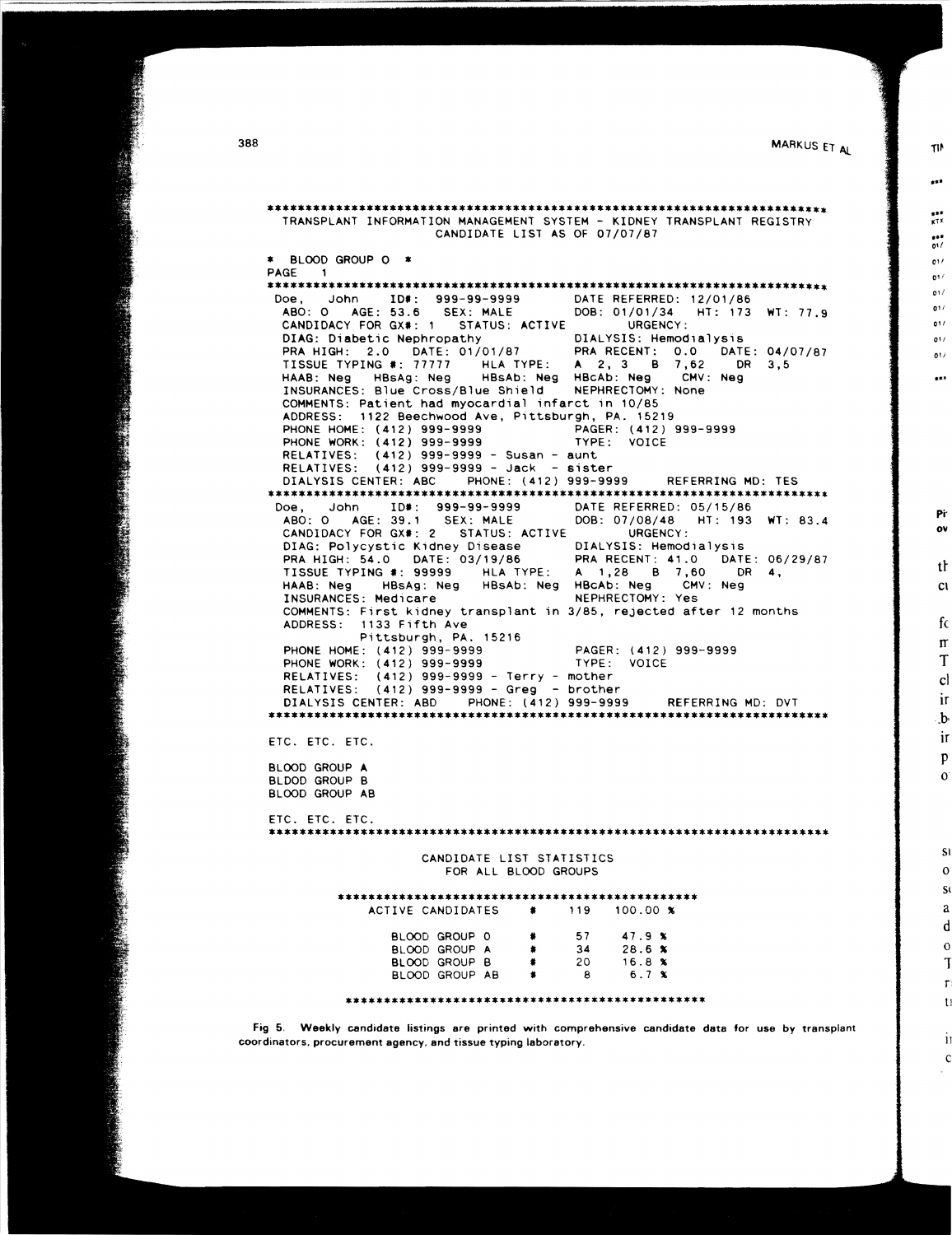```
**********************************************************************
  TRANSPLANT INFORMATION MANAGEMENT SYSTEM - KIDNEY TRANSPLANT REGISTRY
                     CANDIDATE LIST AS OF 07/07/87

*  BLOOD GROUP O  *
PAGE   1
**********************************************************************
 Doe,   John    ID#:  999-99-9999        DATE REFERRED: 12/01/86
  ABO: O   AGE: 53.6   SEX: MALE         DOB: 01/01/34   HT: 173  WT: 77.9
  CANDIDACY FOR GX#: 1   STATUS: ACTIVE         URGENCY:
  DIAG: Diabetic Nephropathy             DIALYSIS: Hemodialysis
  PRA HIGH:  2.0   DATE: 01/01/87        PRA RECENT:  0.0   DATE: 04/07/87
  TISSUE TYPING #: 77777    HLA TYPE:    A  2, 3   B  7,62     DR  3,5
  HAAB: Neg   HBsAg: Neg    HBsAb: Neg  HBcAb: Neg   CMV: Neg
  INSURANCES: Blue Cross/Blue Shield     NEPHRECTOMY: None
  COMMENTS: Patient had myocardial infarct in 10/85
  ADDRESS:  1122 Beechwood Ave, Pittsburgh, PA. 15219
  PHONE HOME: (412) 999-9999             PAGER: (412) 999-9999
  PHONE WORK: (412) 999-9999             TYPE:  VOICE
  RELATIVES:  (412) 999-9999 - Susan - aunt
  RELATIVES:  (412) 999-9999 - Jack  - sister
  DIALYSIS CENTER: ABC    PHONE: (412) 999-9999     REFERRING MD: TES
**********************************************************************
 Doe,   John    ID#:  999-99-9999        DATE REFERRED: 05/15/86
  ABO: O   AGE: 39.1   SEX: MALE         DOB: 07/08/48   HT: 193  WT: 83.4
  CANDIDACY FOR GX#: 2   STATUS: ACTIVE         URGENCY:
  DIAG: Polycystic Kidney Disease        DIALYSIS: Hemodialysis
  PRA HIGH: 54.0   DATE: 03/19/86        PRA RECENT: 41.0   DATE: 06/29/87
  TISSUE TYPING #: 99999    HLA TYPE:    A  1,28   B  7,60     DR  4,
  HAAB: Neg    HBsAg: Neg   HBsAb: Neg  HBcAb: Neg    CMV: Neg
  INSURANCES: Medicare                   NEPHRECTOMY: Yes
  COMMENTS: First kidney transplant in 3/85, rejected after 12 months
  ADDRESS:  1133 Fifth Ave
            Pittsburgh, PA. 15216
  PHONE HOME: (412) 999-9999             PAGER: (412) 999-9999
  PHONE WORK: (412) 999-9999             TYPE:  VOICE
  RELATIVES:  (412) 999-9999 - Terry - mother
  RELATIVES:  (412) 999-9999 - Greg  - brother
  DIALYSIS CENTER: ABD    PHONE: (412) 999-9999     REFERRING MD: DVT
**********************************************************************

ETC. ETC. ETC.

BLOOD GROUP A
BLDOD GROUP B
BLOOD GROUP AB

ETC. ETC. ETC.
**********************************************************************

                       CANDIDATE LIST STATISTICS
                         FOR ALL BLOOD GROUPS

          ***********************************************
             ACTIVE CANDIDATES    #    119   100.00 %

                  BLOOD GROUP O   #     57    47.9 %
                  BLOOD GROUP A   #     34    28.6 %
                  BLOOD GROUP B   #     20    16.8 %
                  BLOOD GROUP AB  #      8     6.7 %

          ***********************************************
```

**Fig 5.** Weekly candidate listings are printed with comprehensive candidate data for use by transplant coordinators, procurement agency, and tissue typing laboratory.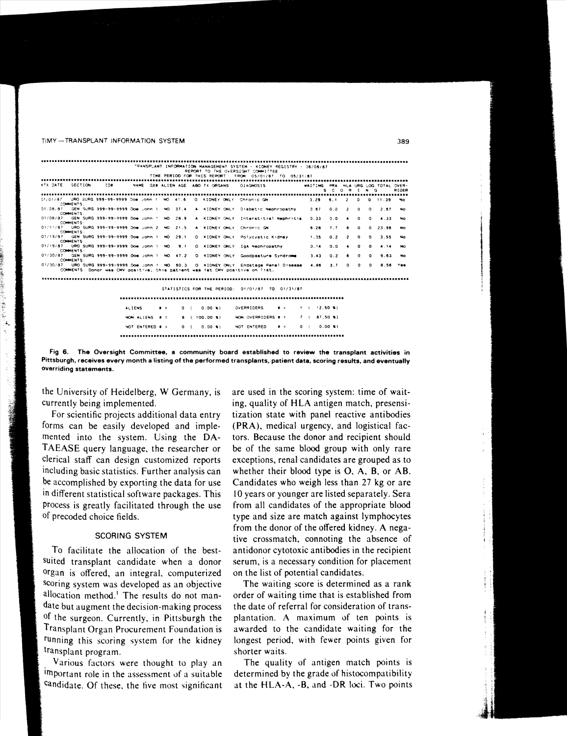TRANSPLANT INFORMATION MANAGEMENT SYSTEM - KIDNEY REGISTRY - 06/06/87
REPORT TO THE OVERSIGHT COMMITTEE
TIME PERIOD FOR THIS REPORT : FROM 05/01/87 TO 05/31/87

| KTX DATE | SECTION | ID# | NAME | GX# | ALIEN | AGE | ABO | TX ORGANS | DIAGNOSIS | WAITING | PRA | HLA | URG | LOG | TOTAL | OVER-RIDER |
|---|---|---|---|---|---|---|---|---|---|---|---|---|---|---|---|---|
| | | | | | | | | | | S | C | O | R | I N | G | |
| 01/01/87 | URO SURG | 999-99-9999 | Doe John | 1 | NO | 41.6 | O | KIDNEY ONLY | Chronic GN | 3.29 | 6.1 | 2 | 0 | 0 | 11.39 | No |
| COMMENTS: | | | | | | | | | | | | | | | | |
| 01/08/87 | GEN SURG | 999-99-9999 | Doe John | 1 | NO | 37.4 | A | KIDNEY ONLY | Diabetic Nephropathy | 0.67 | 0.0 | 2 | 0 | 0 | 2.67 | No |
| COMMENTS: | | | | | | | | | | | | | | | | |
| 01/08/87 | GEN SURG | 999-99-9999 | Doe John | 1 | NO | 28.9 | A | KIDNEY ONLY | Interstitial Nephritis | 0.33 | 0.0 | 4 | 0 | 0 | 4.33 | No |
| COMMENTS: | | | | | | | | | | | | | | | | |
| 01/11/87 | URO SURG | 999-99-9999 | Doe John | 2 | NO | 21.5 | A | KIDNEY ONLY | Chronic GN | 8.28 | 7.7 | 8 | 0 | 0 | 23.98 | No |
| COMMENTS: | | | | | | | | | | | | | | | | |
| 01/13/87 | GEN SURG | 999-99-9999 | Doe John | 1 | NO | 29.1 | O | KIDNEY ONLY | Polycystic Kidney | 1.35 | 0.2 | 2 | 0 | 0 | 3.55 | No |
| COMMENTS: | | | | | | | | | | | | | | | | |
| 01/19/87 | URO SURG | 999-99-9999 | Doe John | 1 | NO | 9.1 | O | KIDNEY ONLY | IgA Nephropathy | 0.14 | 0.0 | 4 | 0 | 0 | 4.14 | No |
| COMMENTS: | | | | | | | | | | | | | | | | |
| 01/30/87 | GEN SURG | 999-99-9999 | Doe John | 1 | NO | 47.2 | O | KIDNEY ONLY | Goodpasture Syndrome | 3.43 | 0.2 | 6 | 0 | 0 | 9.63 | No |
| COMMENTS: | | | | | | | | | | | | | | | | |
| 01/30/87 | URO SURG | 999-99-9999 | Doe John | 1 | NO | 60.3 | O | KIDNEY ONLY | Endstage Renal Disease | 4.86 | 3.7 | 0 | 0 | 0 | 8.56 | Yes |
| COMMENTS: Donor was CMV positive, this patient was 1st CMV positive on list. | | | | | | | | | | | | | | | | |

STATISTICS FOR THE PERIOD: 01/01/87 TO 01/31/87

| | | | |
|---|---|---|---|
| ALIENS # = | 0 ( 0.00 %) | OVERRIDERS # = | 1 ( 12.50 %) |
| NON ALIENS # = | 8 ( 100.00 %) | NON OVERRIDERS # = | 7 ( 87.50 %) |
| NOT ENTERED # = | 0 ( 0.00 %) | NOT ENTERED # = | 0 ( 0.00 %) |

**Fig 6. The Oversight Committee, a community board established to review the transplant activities in Pittsburgh, receives every month a listing of the performed transplants, patient data, scoring results, and eventually overriding statements.**

the University of Heidelberg, W Germany, is currently being implemented.

For scientific projects additional data entry forms can be easily developed and implemented into the system. Using the DATAEASE query language, the researcher or clerical staff can design customized reports including basic statistics. Further analysis can be accomplished by exporting the data for use in different statistical software packages. This process is greatly facilitated through the use of precoded choice fields.

## SCORING SYSTEM

To facilitate the allocation of the best-suited transplant candidate when a donor organ is offered, an integral, computerized scoring system was developed as an objective allocation method.[1] The results do not mandate but augment the decision-making process of the surgeon. Currently, in Pittsburgh the Transplant Organ Procurement Foundation is running this scoring system for the kidney transplant program.

Various factors were thought to play an important role in the assessment of a suitable candidate. Of these, the five most significant are used in the scoring system: time of waiting, quality of HLA antigen match, presensitization state with panel reactive antibodies (PRA), medical urgency, and logistical factors. Because the donor and recipient should be of the same blood group with only rare exceptions, renal candidates are grouped as to whether their blood type is O, A, B, or AB. Candidates who weigh less than 27 kg or are 10 years or younger are listed separately. Sera from all candidates of the appropriate blood type and size are match against lymphocytes from the donor of the offered kidney. A negative crossmatch, connoting the absence of antidonor cytotoxic antibodies in the recipient serum, is a necessary condition for placement on the list of potential candidates.

The waiting score is determined as a rank order of waiting time that is established from the date of referral for consideration of transplantation. A maximum of ten points is awarded to the candidate waiting for the longest period, with fewer points given for shorter waits.

The quality of antigen match points is determined by the grade of histocompatibility at the HLA-A, -B, and -DR loci. Two points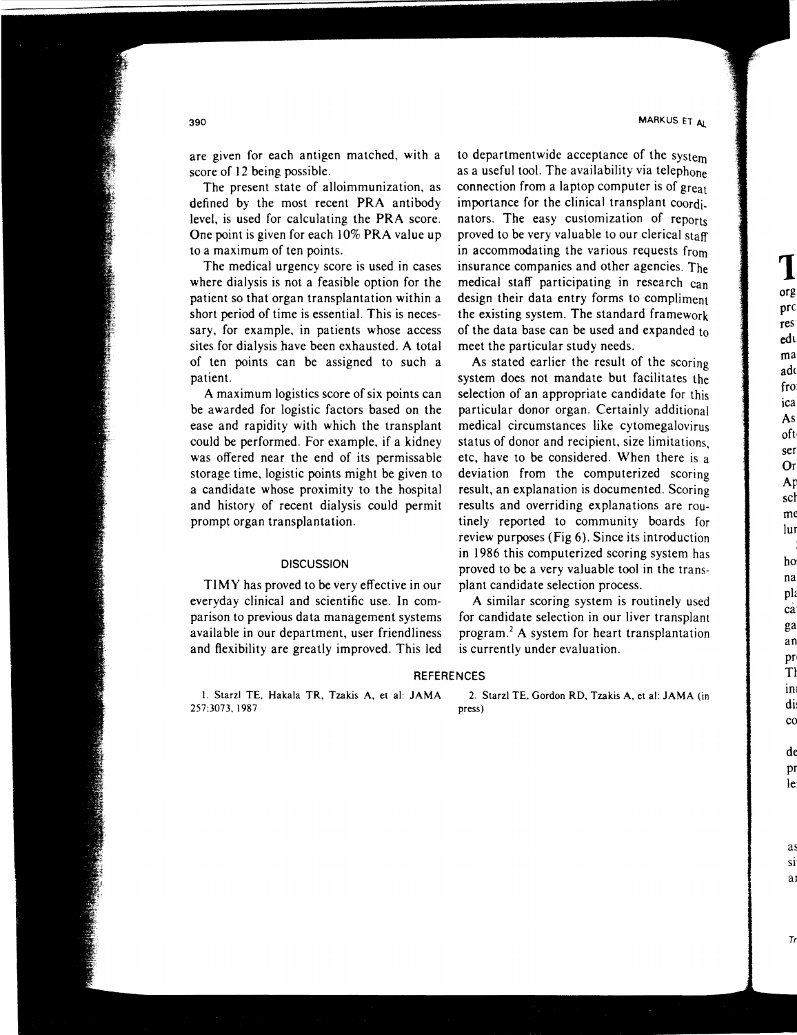are given for each antigen matched, with a score of 12 being possible.

The present state of alloimmunization, as defined by the most recent PRA antibody level, is used for calculating the PRA score. One point is given for each 10% PRA value up to a maximum of ten points.

The medical urgency score is used in cases where dialysis is not a feasible option for the patient so that organ transplantation within a short period of time is essential. This is necessary, for example, in patients whose access sites for dialysis have been exhausted. A total of ten points can be assigned to such a patient.

A maximum logistics score of six points can be awarded for logistic factors based on the ease and rapidity with which the transplant could be performed. For example, if a kidney was offered near the end of its permissable storage time, logistic points might be given to a candidate whose proximity to the hospital and history of recent dialysis could permit prompt organ transplantation.

## DISCUSSION

TIMY has proved to be very effective in our everyday clinical and scientific use. In comparison to previous data management systems available in our department, user friendliness and flexibility are greatly improved. This led to departmentwide acceptance of the system as a useful tool. The availability via telephone connection from a laptop computer is of great importance for the clinical transplant coordinators. The easy customization of reports proved to be very valuable to our clerical staff in accommodating the various requests from insurance companies and other agencies. The medical staff participating in research can design their data entry forms to compliment the existing system. The standard framework of the data base can be used and expanded to meet the particular study needs.

As stated earlier the result of the scoring system does not mandate but facilitates the selection of an appropriate candidate for this particular donor organ. Certainly additional medical circumstances like cytomegalovirus status of donor and recipient, size limitations, etc, have to be considered. When there is a deviation from the computerized scoring result, an explanation is documented. Scoring results and overriding explanations are routinely reported to community boards for review purposes (Fig 6). Since its introduction in 1986 this computerized scoring system has proved to be a very valuable tool in the transplant candidate selection process.

A similar scoring system is routinely used for candidate selection in our liver transplant program.[2] A system for heart transplantation is currently under evaluation.

## REFERENCES

1. Starzl TE, Hakala TR, Tzakis A, et al: JAMA 257:3073, 1987

2. Starzl TE, Gordon RD, Tzakis A, et al: JAMA (in press)